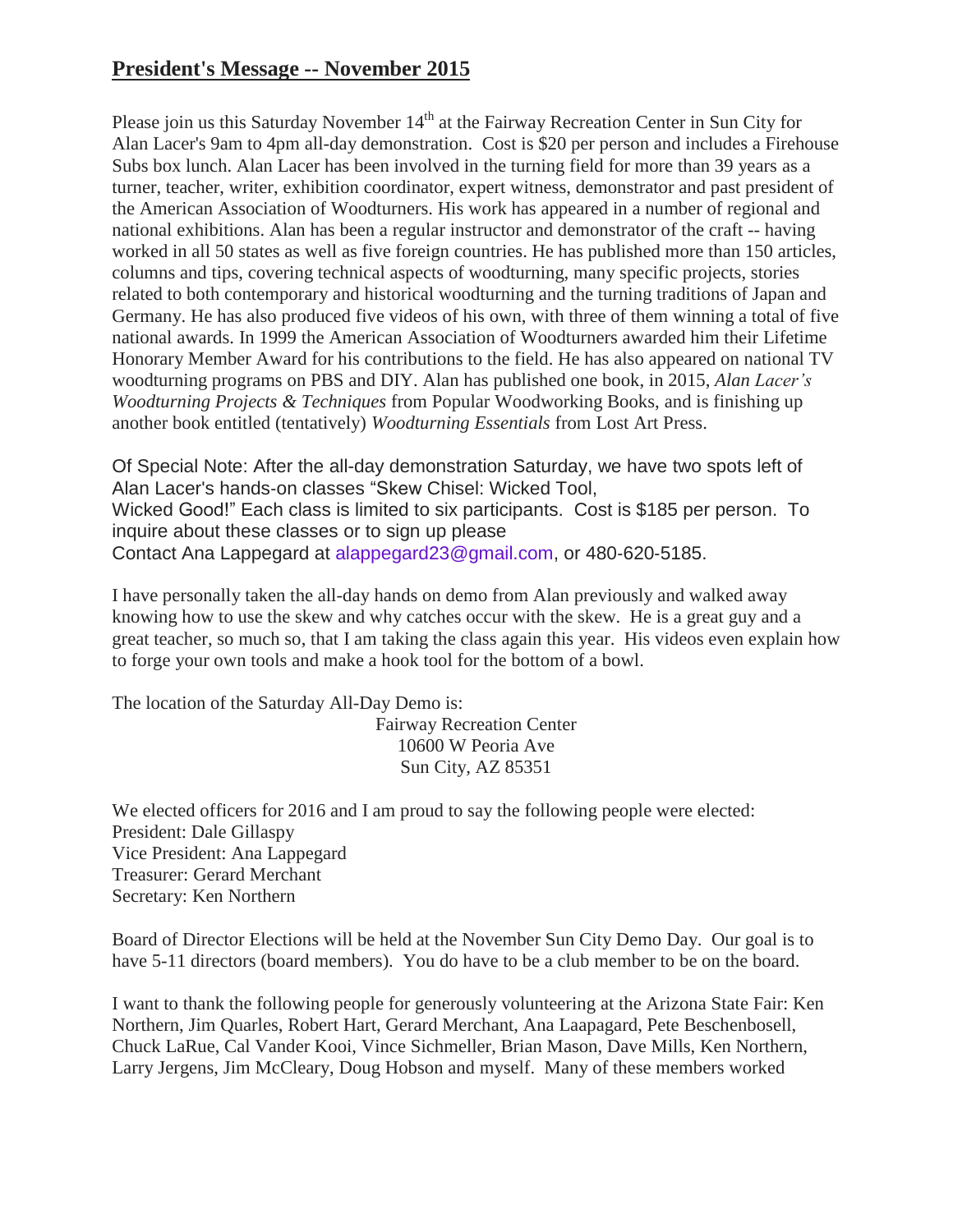## **President's Message -- November 2015**

Please join us this Saturday November 14th at the Fairway Recreation Center in Sun City for Alan Lacer's 9am to 4pm all-day demonstration. Cost is $20 per person and includes a Firehouse Subs box lunch. Alan Lacer has been involved in the turning field for more than 39 years as a turner, teacher, writer, exhibition coordinator, expert witness, demonstrator and past president of the American Association of Woodturners. His work has appeared in a number of regional and national exhibitions. Alan has been a regular instructor and demonstrator of the craft -- having worked in all 50 states as well as five foreign countries. He has published more than 150 articles, columns and tips, covering technical aspects of woodturning, many specific projects, stories related to both contemporary and historical woodturning and the turning traditions of Japan and Germany. He has also produced five videos of his own, with three of them winning a total of five national awards. In 1999 the American Association of Woodturners awarded him their Lifetime Honorary Member Award for his contributions to the field. He has also appeared on national TV woodturning programs on PBS and DIY. Alan has published one book, in 2015, *Alan Lacer's Woodturning Projects & Techniques* from Popular Woodworking Books, and is finishing up another book entitled (tentatively) *Woodturning Essentials* from Lost Art Press.

Of Special Note: After the all-day demonstration Saturday, we have two spots left of Alan Lacer's hands-on classes "Skew Chisel: Wicked Tool, Wicked Good!" Each class is limited to six participants. Cost is $185 per person. To inquire about these classes or to sign up please Contact Ana Lappegard at alappegard23@gmail.com, or 480-620-5185.

I have personally taken the all-day hands on demo from Alan previously and walked away knowing how to use the skew and why catches occur with the skew. He is a great guy and a great teacher, so much so, that I am taking the class again this year. His videos even explain how to forge your own tools and make a hook tool for the bottom of a bowl.

The location of the Saturday All-Day Demo is:

Fairway Recreation Center
10600 W Peoria Ave
Sun City, AZ 85351

We elected officers for 2016 and I am proud to say the following people were elected:
President: Dale Gillaspy
Vice President: Ana Lappegard
Treasurer: Gerard Merchant
Secretary: Ken Northern

Board of Director Elections will be held at the November Sun City Demo Day. Our goal is to have 5-11 directors (board members). You do have to be a club member to be on the board.

I want to thank the following people for generously volunteering at the Arizona State Fair: Ken Northern, Jim Quarles, Robert Hart, Gerard Merchant, Ana Laapagard, Pete Beschenbosell, Chuck LaRue, Cal Vander Kooi, Vince Sichmeller, Brian Mason, Dave Mills, Ken Northern, Larry Jergens, Jim McCleary, Doug Hobson and myself. Many of these members worked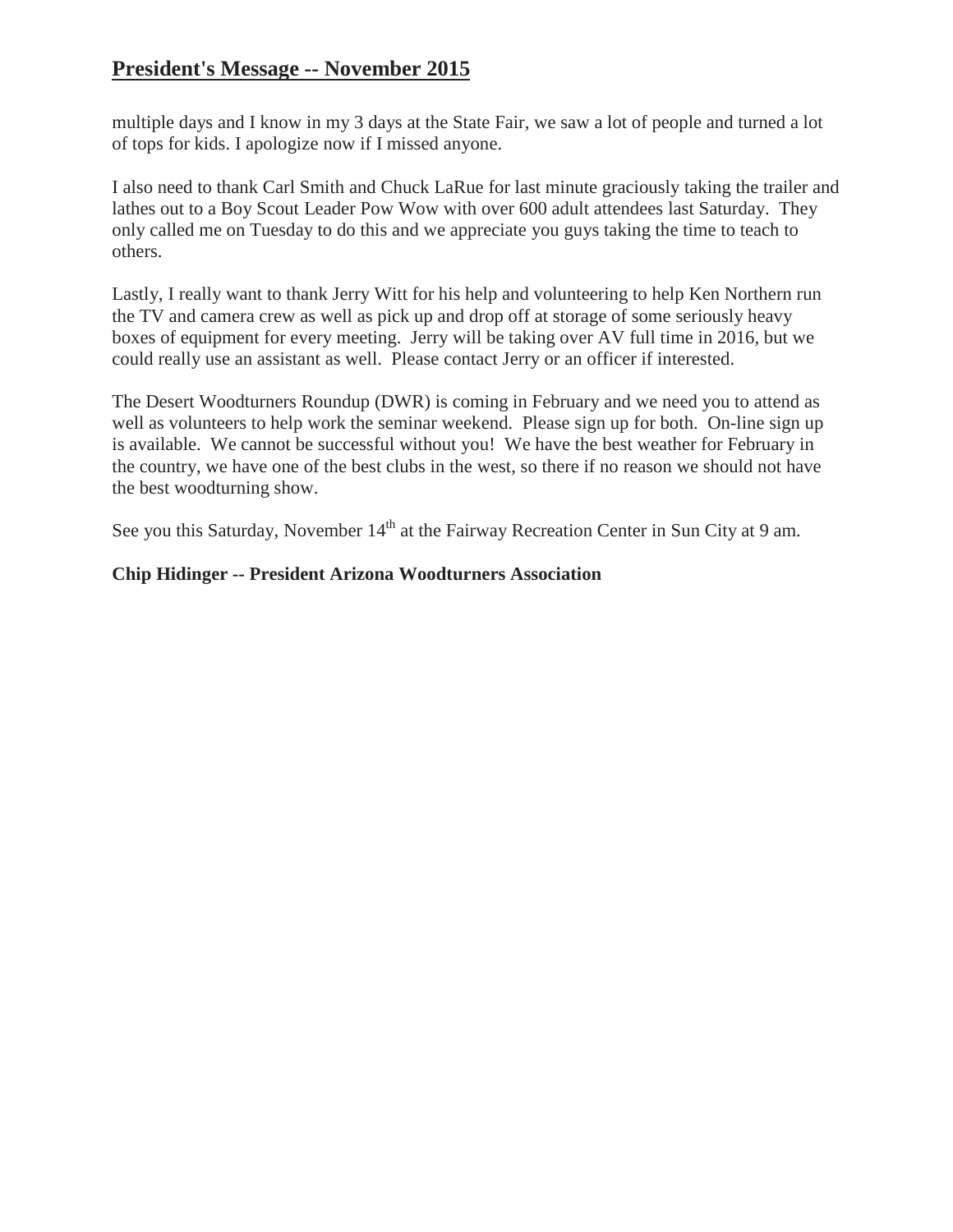multiple days and I know in my 3 days at the State Fair, we saw a lot of people and turned a lot of tops for kids. I apologize now if I missed anyone.

I also need to thank Carl Smith and Chuck LaRue for last minute graciously taking the trailer and lathes out to a Boy Scout Leader Pow Wow with over 600 adult attendees last Saturday. They only called me on Tuesday to do this and we appreciate you guys taking the time to teach to others.

Lastly, I really want to thank Jerry Witt for his help and volunteering to help Ken Northern run the TV and camera crew as well as pick up and drop off at storage of some seriously heavy boxes of equipment for every meeting. Jerry will be taking over AV full time in 2016, but we could really use an assistant as well. Please contact Jerry or an officer if interested.

The Desert Woodturners Roundup (DWR) is coming in February and we need you to attend as well as volunteers to help work the seminar weekend. Please sign up for both. On-line sign up is available. We cannot be successful without you! We have the best weather for February in the country, we have one of the best clubs in the west, so there if no reason we should not have the best woodturning show.

See you this Saturday, November 14th at the Fairway Recreation Center in Sun City at 9 am.

**Chip Hidinger -- President Arizona Woodturners Association**